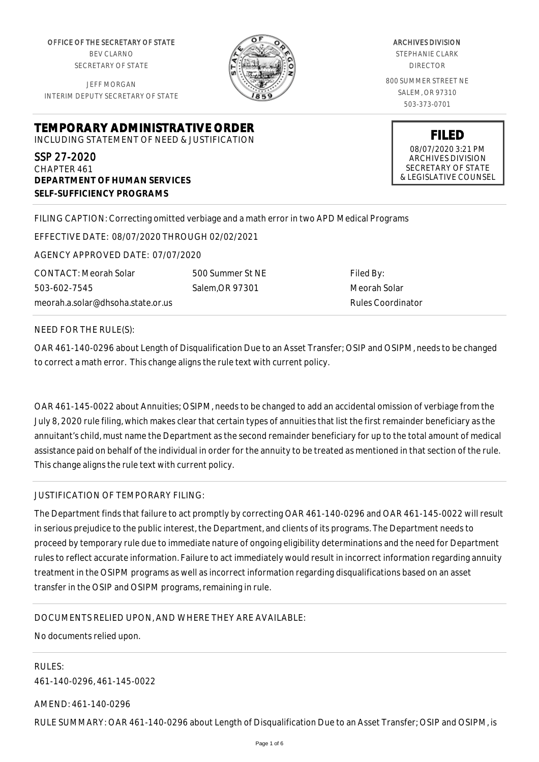OFFICE OF THE SECRETARY OF STATE
BEV CLARNO
SECRETARY OF STATE

JEFF MORGAN
INTERIM DEPUTY SECRETARY OF STATE

ARCHIVES DIVISION
STEPHANIE CLARK
DIRECTOR

800 SUMMER STREET NE
SALEM, OR 97310
503-373-0701

# TEMPORARY ADMINISTRATIVE ORDER

INCLUDING STATEMENT OF NEED & JUSTIFICATION

**FILED**
08/07/2020 3:21 PM
ARCHIVES DIVISION
SECRETARY OF STATE
& LEGISLATIVE COUNSEL

SSP 27-2020
CHAPTER 461
**DEPARTMENT OF HUMAN SERVICES**
**SELF-SUFFICIENCY PROGRAMS**

FILING CAPTION: Correcting omitted verbiage and a math error in two APD Medical Programs

EFFECTIVE DATE: 08/07/2020 THROUGH 02/02/2021

AGENCY APPROVED DATE: 07/07/2020

CONTACT: Meorah Solar
503-602-7545
meorah.a.solar@dhsoha.state.or.us

500 Summer St NE
Salem,OR 97301

Filed By:
Meorah Solar
Rules Coordinator

NEED FOR THE RULE(S):

OAR 461-140-0296 about Length of Disqualification Due to an Asset Transfer; OSIP and OSIPM, needs to be changed to correct a math error. This change aligns the rule text with current policy.

OAR 461-145-0022 about Annuities; OSIPM, needs to be changed to add an accidental omission of verbiage from the July 8, 2020 rule filing, which makes clear that certain types of annuities that list the first remainder beneficiary as the annuitant's child, must name the Department as the second remainder beneficiary for up to the total amount of medical assistance paid on behalf of the individual in order for the annuity to be treated as mentioned in that section of the rule. This change aligns the rule text with current policy.

JUSTIFICATION OF TEMPORARY FILING:

The Department finds that failure to act promptly by correcting OAR 461-140-0296 and OAR 461-145-0022 will result in serious prejudice to the public interest, the Department, and clients of its programs. The Department needs to proceed by temporary rule due to immediate nature of ongoing eligibility determinations and the need for Department rules to reflect accurate information. Failure to act immediately would result in incorrect information regarding annuity treatment in the OSIPM programs as well as incorrect information regarding disqualifications based on an asset transfer in the OSIP and OSIPM programs, remaining in rule.

DOCUMENTS RELIED UPON, AND WHERE THEY ARE AVAILABLE:

No documents relied upon.

RULES:
461-140-0296, 461-145-0022

AMEND: 461-140-0296

RULE SUMMARY: OAR 461-140-0296 about Length of Disqualification Due to an Asset Transfer; OSIP and OSIPM, is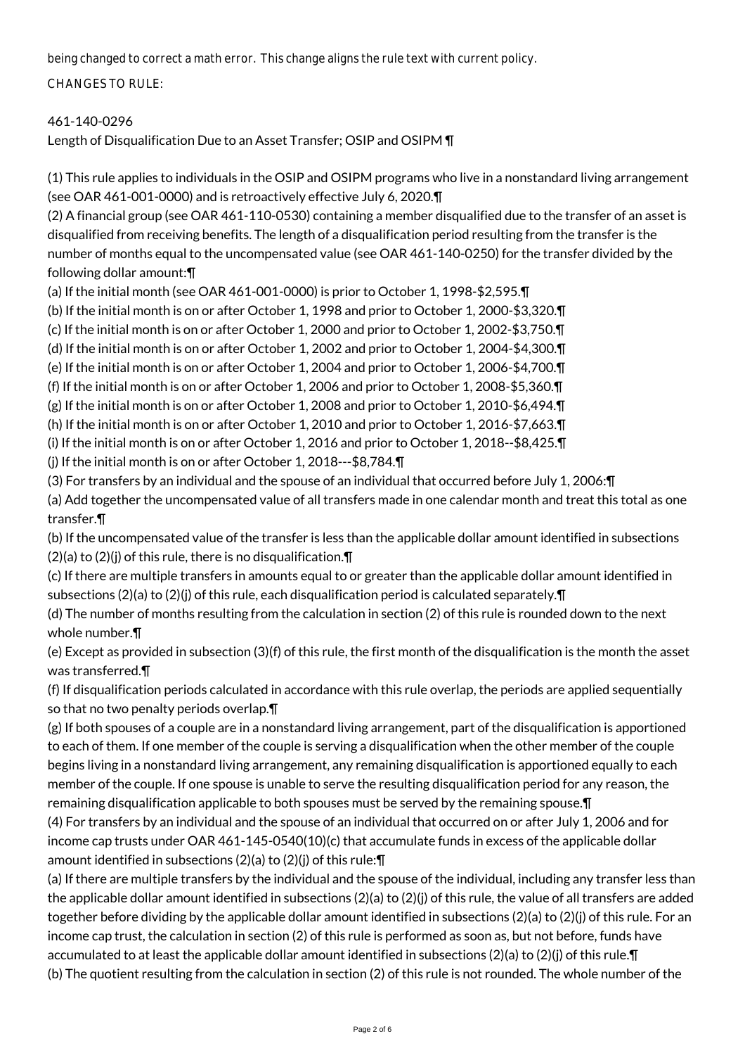being changed to correct a math error. This change aligns the rule text with current policy.

CHANGES TO RULE:

461-140-0296

Length of Disqualification Due to an Asset Transfer; OSIP and OSIPM ¶

(1) This rule applies to individuals in the OSIP and OSIPM programs who live in a nonstandard living arrangement (see OAR 461-001-0000) and is retroactively effective July 6, 2020.¶

(2) A financial group (see OAR 461-110-0530) containing a member disqualified due to the transfer of an asset is disqualified from receiving benefits. The length of a disqualification period resulting from the transfer is the number of months equal to the uncompensated value (see OAR 461-140-0250) for the transfer divided by the following dollar amount:¶

(a) If the initial month (see OAR 461-001-0000) is prior to October 1, 1998-$2,595.¶

(b) If the initial month is on or after October 1, 1998 and prior to October 1, 2000-$3,320.¶

(c) If the initial month is on or after October 1, 2000 and prior to October 1, 2002-$3,750.¶

(d) If the initial month is on or after October 1, 2002 and prior to October 1, 2004-$4,300.¶

(e) If the initial month is on or after October 1, 2004 and prior to October 1, 2006-$4,700.¶

(f) If the initial month is on or after October 1, 2006 and prior to October 1, 2008-$5,360.¶

(g) If the initial month is on or after October 1, 2008 and prior to October 1, 2010-$6,494.¶

(h) If the initial month is on or after October 1, 2010 and prior to October 1, 2016-$7,663.¶

(i) If the initial month is on or after October 1, 2016 and prior to October 1, 2018--$8,425.¶

(j) If the initial month is on or after October 1, 2018---$8,784.¶

(3) For transfers by an individual and the spouse of an individual that occurred before July 1, 2006:¶

(a) Add together the uncompensated value of all transfers made in one calendar month and treat this total as one transfer.¶

(b) If the uncompensated value of the transfer is less than the applicable dollar amount identified in subsections (2)(a) to (2)(j) of this rule, there is no disqualification.¶

(c) If there are multiple transfers in amounts equal to or greater than the applicable dollar amount identified in subsections (2)(a) to (2)(j) of this rule, each disqualification period is calculated separately.¶

(d) The number of months resulting from the calculation in section (2) of this rule is rounded down to the next whole number.¶

(e) Except as provided in subsection (3)(f) of this rule, the first month of the disqualification is the month the asset was transferred.¶

(f) If disqualification periods calculated in accordance with this rule overlap, the periods are applied sequentially so that no two penalty periods overlap.¶

(g) If both spouses of a couple are in a nonstandard living arrangement, part of the disqualification is apportioned to each of them. If one member of the couple is serving a disqualification when the other member of the couple begins living in a nonstandard living arrangement, any remaining disqualification is apportioned equally to each member of the couple. If one spouse is unable to serve the resulting disqualification period for any reason, the remaining disqualification applicable to both spouses must be served by the remaining spouse.¶

(4) For transfers by an individual and the spouse of an individual that occurred on or after July 1, 2006 and for income cap trusts under OAR 461-145-0540(10)(c) that accumulate funds in excess of the applicable dollar amount identified in subsections (2)(a) to (2)(j) of this rule:¶

(a) If there are multiple transfers by the individual and the spouse of the individual, including any transfer less than the applicable dollar amount identified in subsections (2)(a) to (2)(j) of this rule, the value of all transfers are added together before dividing by the applicable dollar amount identified in subsections (2)(a) to (2)(j) of this rule. For an income cap trust, the calculation in section (2) of this rule is performed as soon as, but not before, funds have accumulated to at least the applicable dollar amount identified in subsections (2)(a) to (2)(j) of this rule.¶

(b) The quotient resulting from the calculation in section (2) of this rule is not rounded. The whole number of the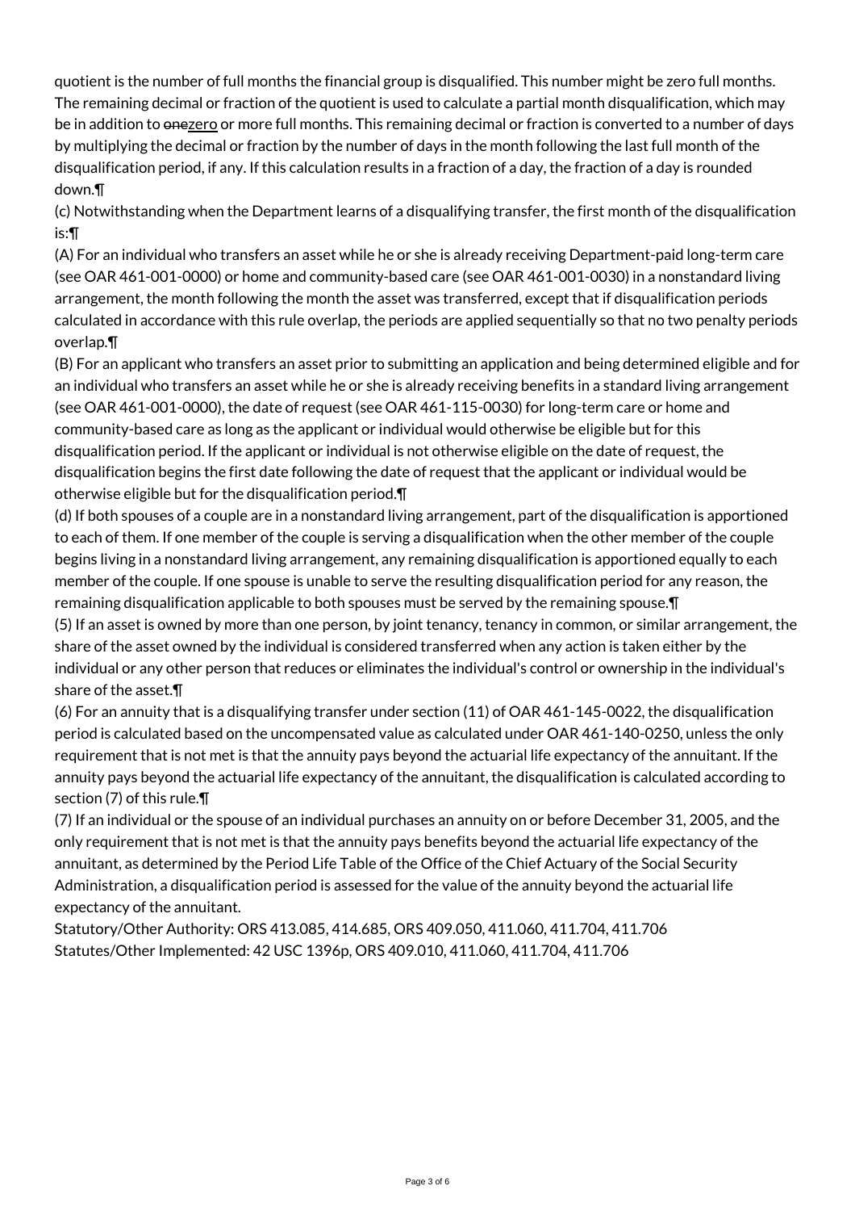quotient is the number of full months the financial group is disqualified. This number might be zero full months. The remaining decimal or fraction of the quotient is used to calculate a partial month disqualification, which may be in addition to ~~one~~zero or more full months. This remaining decimal or fraction is converted to a number of days by multiplying the decimal or fraction by the number of days in the month following the last full month of the disqualification period, if any. If this calculation results in a fraction of a day, the fraction of a day is rounded down.¶

(c) Notwithstanding when the Department learns of a disqualifying transfer, the first month of the disqualification is:¶

(A) For an individual who transfers an asset while he or she is already receiving Department-paid long-term care (see OAR 461-001-0000) or home and community-based care (see OAR 461-001-0030) in a nonstandard living arrangement, the month following the month the asset was transferred, except that if disqualification periods calculated in accordance with this rule overlap, the periods are applied sequentially so that no two penalty periods overlap.¶

(B) For an applicant who transfers an asset prior to submitting an application and being determined eligible and for an individual who transfers an asset while he or she is already receiving benefits in a standard living arrangement (see OAR 461-001-0000), the date of request (see OAR 461-115-0030) for long-term care or home and community-based care as long as the applicant or individual would otherwise be eligible but for this disqualification period. If the applicant or individual is not otherwise eligible on the date of request, the disqualification begins the first date following the date of request that the applicant or individual would be otherwise eligible but for the disqualification period.¶

(d) If both spouses of a couple are in a nonstandard living arrangement, part of the disqualification is apportioned to each of them. If one member of the couple is serving a disqualification when the other member of the couple begins living in a nonstandard living arrangement, any remaining disqualification is apportioned equally to each member of the couple. If one spouse is unable to serve the resulting disqualification period for any reason, the remaining disqualification applicable to both spouses must be served by the remaining spouse.¶

(5) If an asset is owned by more than one person, by joint tenancy, tenancy in common, or similar arrangement, the share of the asset owned by the individual is considered transferred when any action is taken either by the individual or any other person that reduces or eliminates the individual's control or ownership in the individual's share of the asset.¶

(6) For an annuity that is a disqualifying transfer under section (11) of OAR 461-145-0022, the disqualification period is calculated based on the uncompensated value as calculated under OAR 461-140-0250, unless the only requirement that is not met is that the annuity pays beyond the actuarial life expectancy of the annuitant. If the annuity pays beyond the actuarial life expectancy of the annuitant, the disqualification is calculated according to section (7) of this rule.¶

(7) If an individual or the spouse of an individual purchases an annuity on or before December 31, 2005, and the only requirement that is not met is that the annuity pays benefits beyond the actuarial life expectancy of the annuitant, as determined by the Period Life Table of the Office of the Chief Actuary of the Social Security Administration, a disqualification period is assessed for the value of the annuity beyond the actuarial life expectancy of the annuitant.

Statutory/Other Authority: ORS 413.085, 414.685, ORS 409.050, 411.060, 411.704, 411.706
Statutes/Other Implemented: 42 USC 1396p, ORS 409.010, 411.060, 411.704, 411.706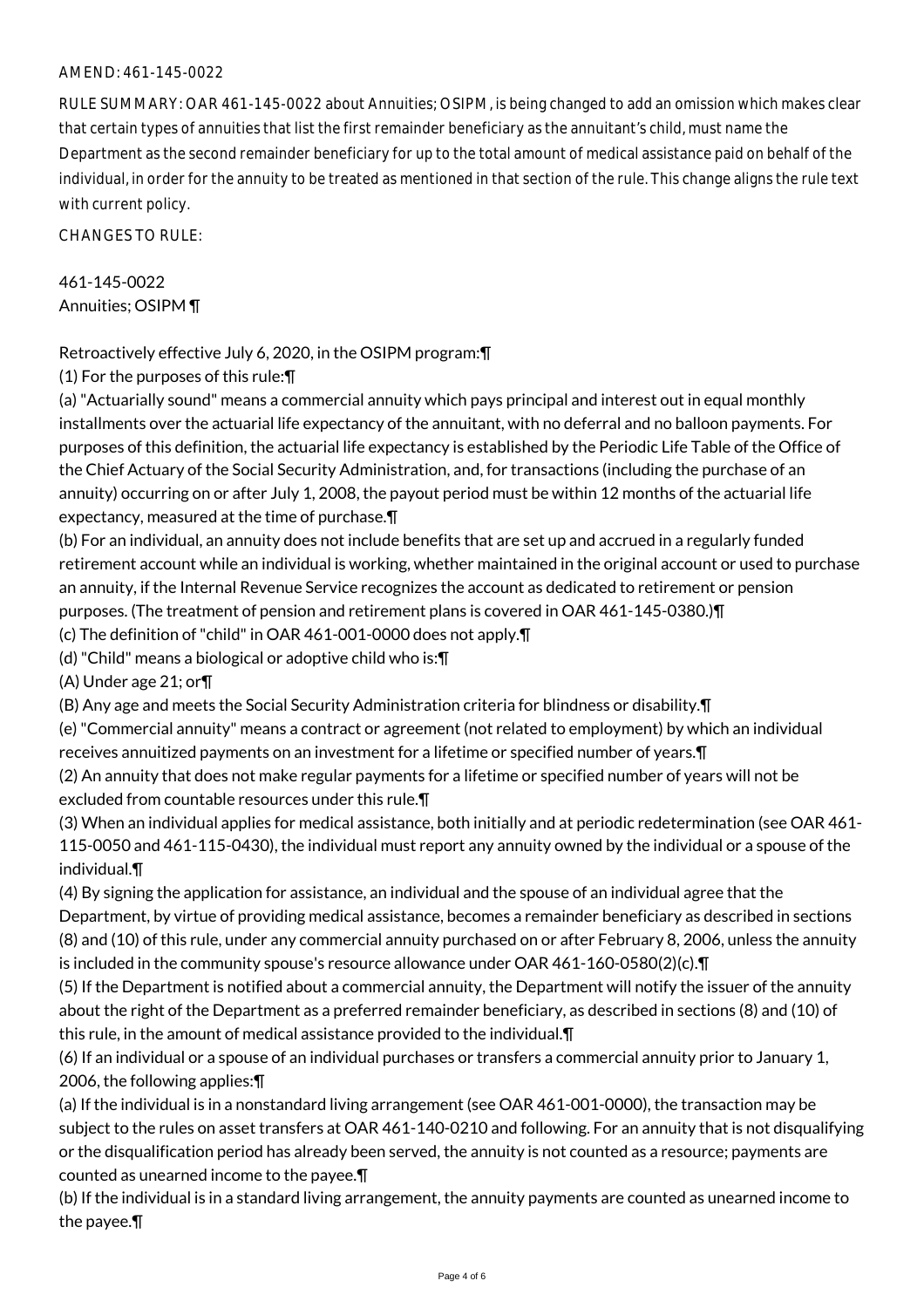AMEND: 461-145-0022

RULE SUMMARY: OAR 461-145-0022 about Annuities; OSIPM, is being changed to add an omission which makes clear that certain types of annuities that list the first remainder beneficiary as the annuitant's child, must name the Department as the second remainder beneficiary for up to the total amount of medical assistance paid on behalf of the individual, in order for the annuity to be treated as mentioned in that section of the rule. This change aligns the rule text with current policy.

CHANGES TO RULE:

461-145-0022
Annuities; OSIPM ¶

Retroactively effective July 6, 2020, in the OSIPM program:¶

(1) For the purposes of this rule:¶

(a) "Actuarially sound" means a commercial annuity which pays principal and interest out in equal monthly installments over the actuarial life expectancy of the annuitant, with no deferral and no balloon payments. For purposes of this definition, the actuarial life expectancy is established by the Periodic Life Table of the Office of the Chief Actuary of the Social Security Administration, and, for transactions (including the purchase of an annuity) occurring on or after July 1, 2008, the payout period must be within 12 months of the actuarial life expectancy, measured at the time of purchase.¶

(b) For an individual, an annuity does not include benefits that are set up and accrued in a regularly funded retirement account while an individual is working, whether maintained in the original account or used to purchase an annuity, if the Internal Revenue Service recognizes the account as dedicated to retirement or pension purposes. (The treatment of pension and retirement plans is covered in OAR 461-145-0380.)¶

(c) The definition of "child" in OAR 461-001-0000 does not apply.¶

(d) "Child" means a biological or adoptive child who is:¶

(A) Under age 21; or¶

(B) Any age and meets the Social Security Administration criteria for blindness or disability.¶

(e) "Commercial annuity" means a contract or agreement (not related to employment) by which an individual receives annuitized payments on an investment for a lifetime or specified number of years.¶

(2) An annuity that does not make regular payments for a lifetime or specified number of years will not be excluded from countable resources under this rule.¶

(3) When an individual applies for medical assistance, both initially and at periodic redetermination (see OAR 461-115-0050 and 461-115-0430), the individual must report any annuity owned by the individual or a spouse of the individual.¶

(4) By signing the application for assistance, an individual and the spouse of an individual agree that the Department, by virtue of providing medical assistance, becomes a remainder beneficiary as described in sections (8) and (10) of this rule, under any commercial annuity purchased on or after February 8, 2006, unless the annuity is included in the community spouse's resource allowance under OAR 461-160-0580(2)(c).¶

(5) If the Department is notified about a commercial annuity, the Department will notify the issuer of the annuity about the right of the Department as a preferred remainder beneficiary, as described in sections (8) and (10) of this rule, in the amount of medical assistance provided to the individual.¶

(6) If an individual or a spouse of an individual purchases or transfers a commercial annuity prior to January 1, 2006, the following applies:¶

(a) If the individual is in a nonstandard living arrangement (see OAR 461-001-0000), the transaction may be subject to the rules on asset transfers at OAR 461-140-0210 and following. For an annuity that is not disqualifying or the disqualification period has already been served, the annuity is not counted as a resource; payments are counted as unearned income to the payee.¶

(b) If the individual is in a standard living arrangement, the annuity payments are counted as unearned income to the payee.¶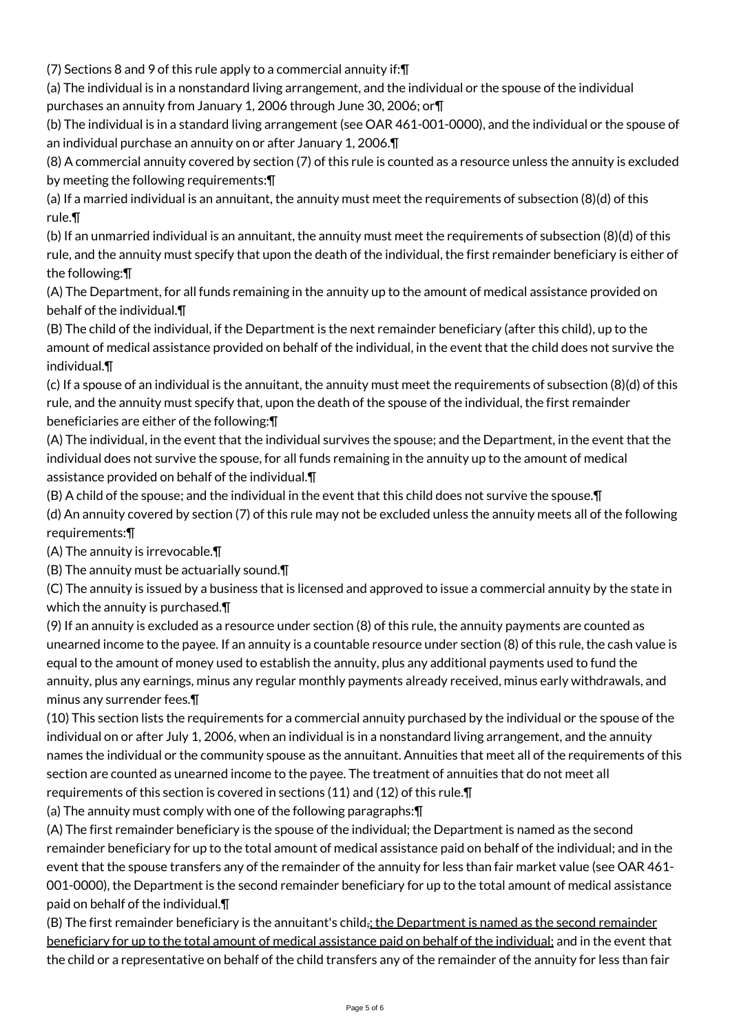(7) Sections 8 and 9 of this rule apply to a commercial annuity if:¶

(a) The individual is in a nonstandard living arrangement, and the individual or the spouse of the individual purchases an annuity from January 1, 2006 through June 30, 2006; or¶

(b) The individual is in a standard living arrangement (see OAR 461-001-0000), and the individual or the spouse of an individual purchase an annuity on or after January 1, 2006.¶

(8) A commercial annuity covered by section (7) of this rule is counted as a resource unless the annuity is excluded by meeting the following requirements:¶

(a) If a married individual is an annuitant, the annuity must meet the requirements of subsection (8)(d) of this rule.¶

(b) If an unmarried individual is an annuitant, the annuity must meet the requirements of subsection (8)(d) of this rule, and the annuity must specify that upon the death of the individual, the first remainder beneficiary is either of the following:¶

(A) The Department, for all funds remaining in the annuity up to the amount of medical assistance provided on behalf of the individual.¶

(B) The child of the individual, if the Department is the next remainder beneficiary (after this child), up to the amount of medical assistance provided on behalf of the individual, in the event that the child does not survive the individual.¶

(c) If a spouse of an individual is the annuitant, the annuity must meet the requirements of subsection (8)(d) of this rule, and the annuity must specify that, upon the death of the spouse of the individual, the first remainder beneficiaries are either of the following:¶

(A) The individual, in the event that the individual survives the spouse; and the Department, in the event that the individual does not survive the spouse, for all funds remaining in the annuity up to the amount of medical assistance provided on behalf of the individual.¶

(B) A child of the spouse; and the individual in the event that this child does not survive the spouse.¶

(d) An annuity covered by section (7) of this rule may not be excluded unless the annuity meets all of the following requirements:¶

(A) The annuity is irrevocable.¶

(B) The annuity must be actuarially sound.¶

(C) The annuity is issued by a business that is licensed and approved to issue a commercial annuity by the state in which the annuity is purchased.¶

(9) If an annuity is excluded as a resource under section (8) of this rule, the annuity payments are counted as unearned income to the payee. If an annuity is a countable resource under section (8) of this rule, the cash value is equal to the amount of money used to establish the annuity, plus any additional payments used to fund the annuity, plus any earnings, minus any regular monthly payments already received, minus early withdrawals, and minus any surrender fees.¶

(10) This section lists the requirements for a commercial annuity purchased by the individual or the spouse of the individual on or after July 1, 2006, when an individual is in a nonstandard living arrangement, and the annuity names the individual or the community spouse as the annuitant. Annuities that meet all of the requirements of this section are counted as unearned income to the payee. The treatment of annuities that do not meet all requirements of this section is covered in sections (11) and (12) of this rule.¶

(a) The annuity must comply with one of the following paragraphs:¶

(A) The first remainder beneficiary is the spouse of the individual; the Department is named as the second remainder beneficiary for up to the total amount of medical assistance paid on behalf of the individual; and in the event that the spouse transfers any of the remainder of the annuity for less than fair market value (see OAR 461-001-0000), the Department is the second remainder beneficiary for up to the total amount of medical assistance paid on behalf of the individual.¶

(B) The first remainder beneficiary is the annuitant's child~~,~~; the Department is named as the second remainder beneficiary for up to the total amount of medical assistance paid on behalf of the individual; and in the event that the child or a representative on behalf of the child transfers any of the remainder of the annuity for less than fair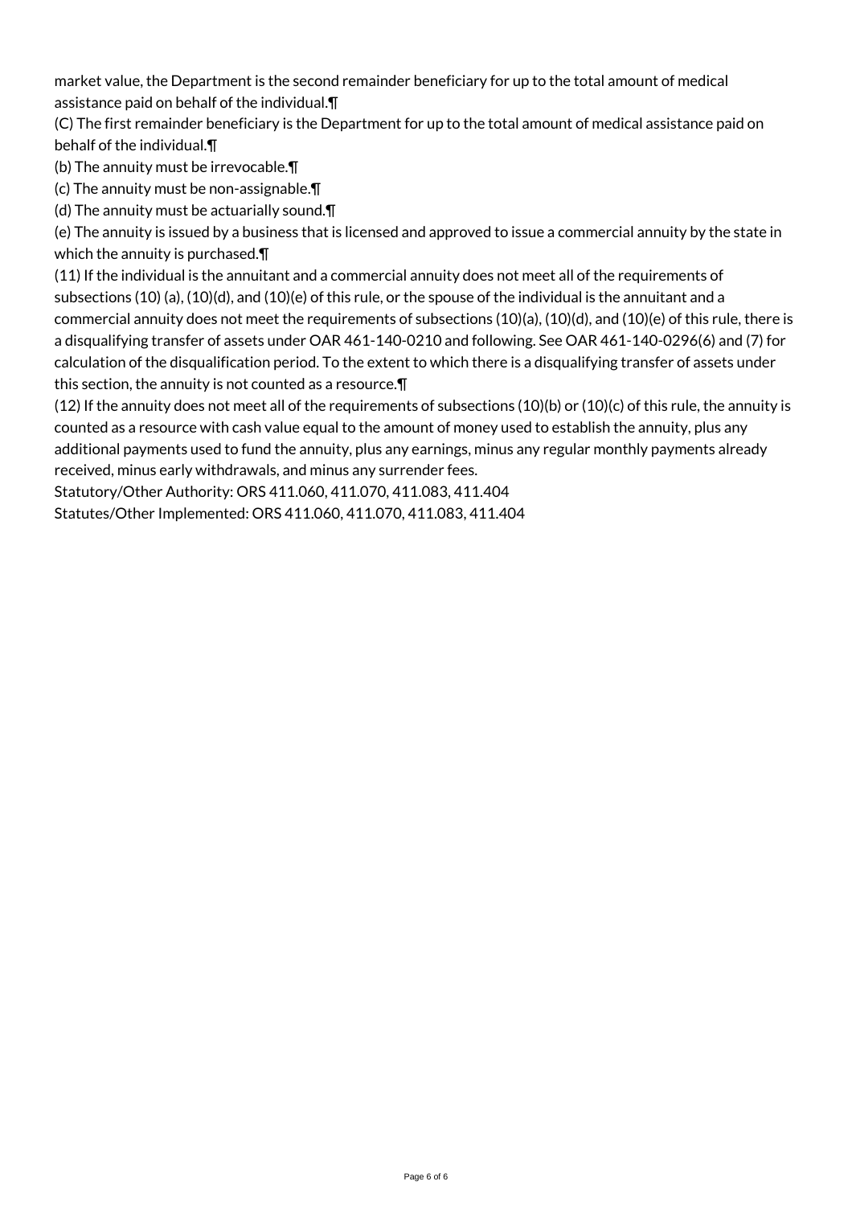market value, the Department is the second remainder beneficiary for up to the total amount of medical assistance paid on behalf of the individual.¶

(C) The first remainder beneficiary is the Department for up to the total amount of medical assistance paid on behalf of the individual.¶

(b) The annuity must be irrevocable.¶

(c) The annuity must be non-assignable.¶

(d) The annuity must be actuarially sound.¶

(e) The annuity is issued by a business that is licensed and approved to issue a commercial annuity by the state in which the annuity is purchased.¶

(11) If the individual is the annuitant and a commercial annuity does not meet all of the requirements of subsections (10) (a), (10)(d), and (10)(e) of this rule, or the spouse of the individual is the annuitant and a commercial annuity does not meet the requirements of subsections (10)(a), (10)(d), and (10)(e) of this rule, there is a disqualifying transfer of assets under OAR 461-140-0210 and following. See OAR 461-140-0296(6) and (7) for calculation of the disqualification period. To the extent to which there is a disqualifying transfer of assets under this section, the annuity is not counted as a resource.¶

(12) If the annuity does not meet all of the requirements of subsections (10)(b) or (10)(c) of this rule, the annuity is counted as a resource with cash value equal to the amount of money used to establish the annuity, plus any additional payments used to fund the annuity, plus any earnings, minus any regular monthly payments already received, minus early withdrawals, and minus any surrender fees.

Statutory/Other Authority: ORS 411.060, 411.070, 411.083, 411.404

Statutes/Other Implemented: ORS 411.060, 411.070, 411.083, 411.404